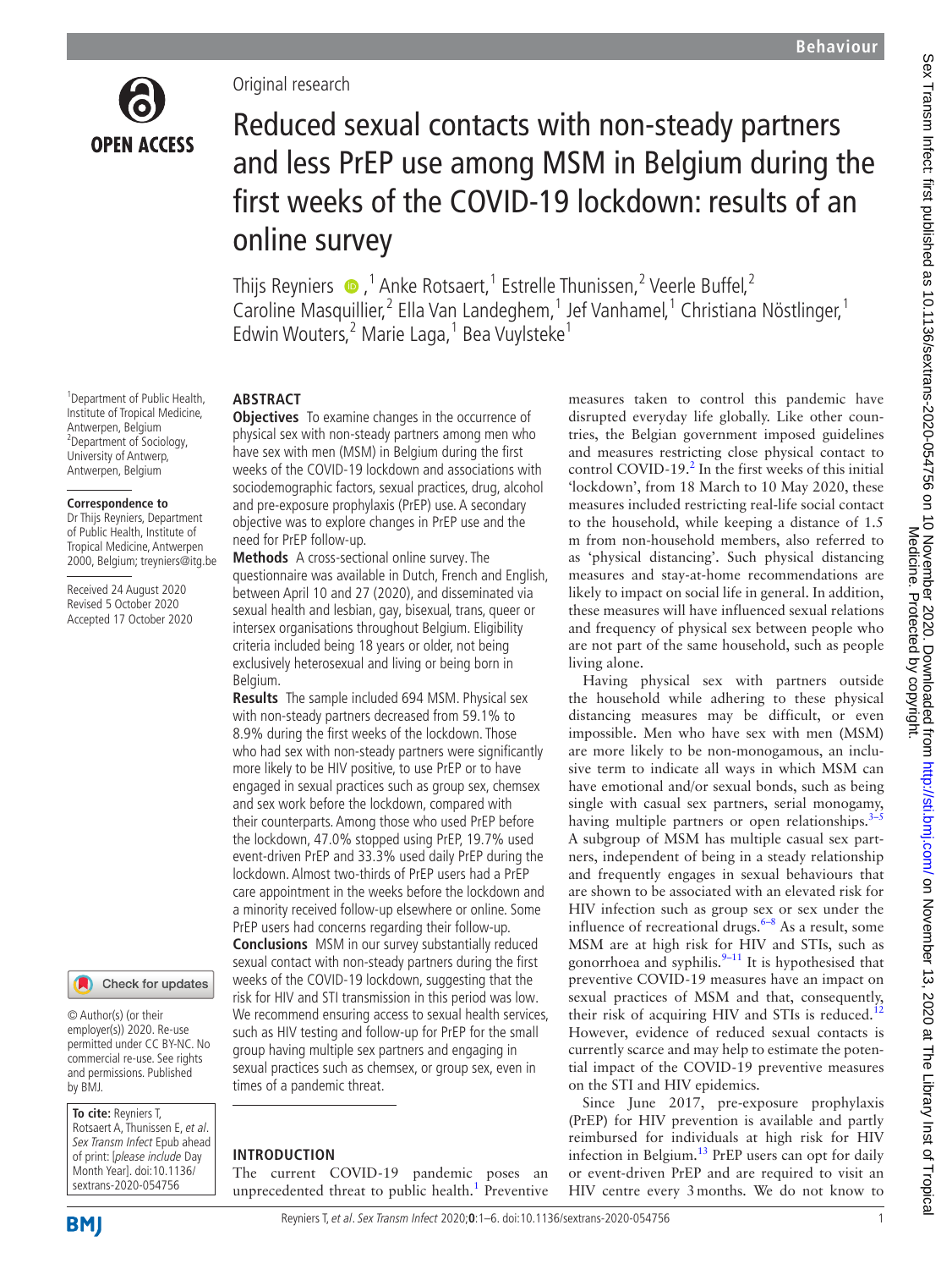Original research

# Reduced sexual contacts with non-steady partners and less PrEP use among MSM in Belgium during the first weeks of the COVID-19 lockdown: results of an online survey

Thijs Reyniers[1], Anke Rotsaert[1], Estrelle Thunissen[2], Veerle Buffel[2], Caroline Masquillier[2], Ella Van Landeghem[1], Jef Vanhamel[1], Christiana Nöstlinger[1], Edwin Wouters[2], Marie Laga[1], Bea Vuylsteke[1]

[1]Department of Public Health, Institute of Tropical Medicine, Antwerpen, Belgium
[2]Department of Sociology, University of Antwerp, Antwerpen, Belgium

**Correspondence to**
Dr Thijs Reyniers, Department of Public Health, Institute of Tropical Medicine, Antwerpen 2000, Belgium; treyniers@itg.be

Received 24 August 2020
Revised 5 October 2020
Accepted 17 October 2020

© Author(s) (or their employer(s)) 2020. Re-use permitted under CC BY-NC. No commercial re-use. See rights and permissions. Published by BMJ.

**To cite:** Reyniers T, Rotsaert A, Thunissen E, *et al*. *Sex Transm Infect* Epub ahead of print: [*please include* Day Month Year]. doi:10.1136/sextrans-2020-054756

## ABSTRACT

**Objectives** To examine changes in the occurrence of physical sex with non-steady partners among men who have sex with men (MSM) in Belgium during the first weeks of the COVID-19 lockdown and associations with sociodemographic factors, sexual practices, drug, alcohol and pre-exposure prophylaxis (PrEP) use. A secondary objective was to explore changes in PrEP use and the need for PrEP follow-up.

**Methods** A cross-sectional online survey. The questionnaire was available in Dutch, French and English, between April 10 and 27 (2020), and disseminated via sexual health and lesbian, gay, bisexual, trans, queer or intersex organisations throughout Belgium. Eligibility criteria included being 18 years or older, not being exclusively heterosexual and living or being born in Belgium.

**Results** The sample included 694 MSM. Physical sex with non-steady partners decreased from 59.1% to 8.9% during the first weeks of the lockdown. Those who had sex with non-steady partners were significantly more likely to be HIV positive, to use PrEP or to have engaged in sexual practices such as group sex, chemsex and sex work before the lockdown, compared with their counterparts. Among those who used PrEP before the lockdown, 47.0% stopped using PrEP, 19.7% used event-driven PrEP and 33.3% used daily PrEP during the lockdown. Almost two-thirds of PrEP users had a PrEP care appointment in the weeks before the lockdown and a minority received follow-up elsewhere or online. Some PrEP users had concerns regarding their follow-up.

**Conclusions** MSM in our survey substantially reduced sexual contact with non-steady partners during the first weeks of the COVID-19 lockdown, suggesting that the risk for HIV and STI transmission in this period was low. We recommend ensuring access to sexual health services, such as HIV testing and follow-up for PrEP for the small group having multiple sex partners and engaging in sexual practices such as chemsex, or group sex, even in times of a pandemic threat.

## INTRODUCTION

The current COVID-19 pandemic poses an unprecedented threat to public health.[1] Preventive measures taken to control this pandemic have disrupted everyday life globally. Like other countries, the Belgian government imposed guidelines and measures restricting close physical contact to control COVID-19.[2] In the first weeks of this initial 'lockdown', from 18 March to 10 May 2020, these measures included restricting real-life social contact to the household, while keeping a distance of 1.5 m from non-household members, also referred to as 'physical distancing'. Such physical distancing measures and stay-at-home recommendations are likely to impact on social life in general. In addition, these measures will have influenced sexual relations and frequency of physical sex between people who are not part of the same household, such as people living alone.

Having physical sex with partners outside the household while adhering to these physical distancing measures may be difficult, or even impossible. Men who have sex with men (MSM) are more likely to be non-monogamous, an inclusive term to indicate all ways in which MSM can have emotional and/or sexual bonds, such as being single with casual sex partners, serial monogamy, having multiple partners or open relationships.[3–5] A subgroup of MSM has multiple casual sex partners, independent of being in a steady relationship and frequently engages in sexual behaviours that are shown to be associated with an elevated risk for HIV infection such as group sex or sex under the influence of recreational drugs.[6–8] As a result, some MSM are at high risk for HIV and STIs, such as gonorrhoea and syphilis.[9–11] It is hypothesised that preventive COVID-19 measures have an impact on sexual practices of MSM and that, consequently, their risk of acquiring HIV and STIs is reduced.[12] However, evidence of reduced sexual contacts is currently scarce and may help to estimate the potential impact of the COVID-19 preventive measures on the STI and HIV epidemics.

Since June 2017, pre-exposure prophylaxis (PrEP) for HIV prevention is available and partly reimbursed for individuals at high risk for HIV infection in Belgium.[13] PrEP users can opt for daily or event-driven PrEP and are required to visit an HIV centre every 3 months. We do not know to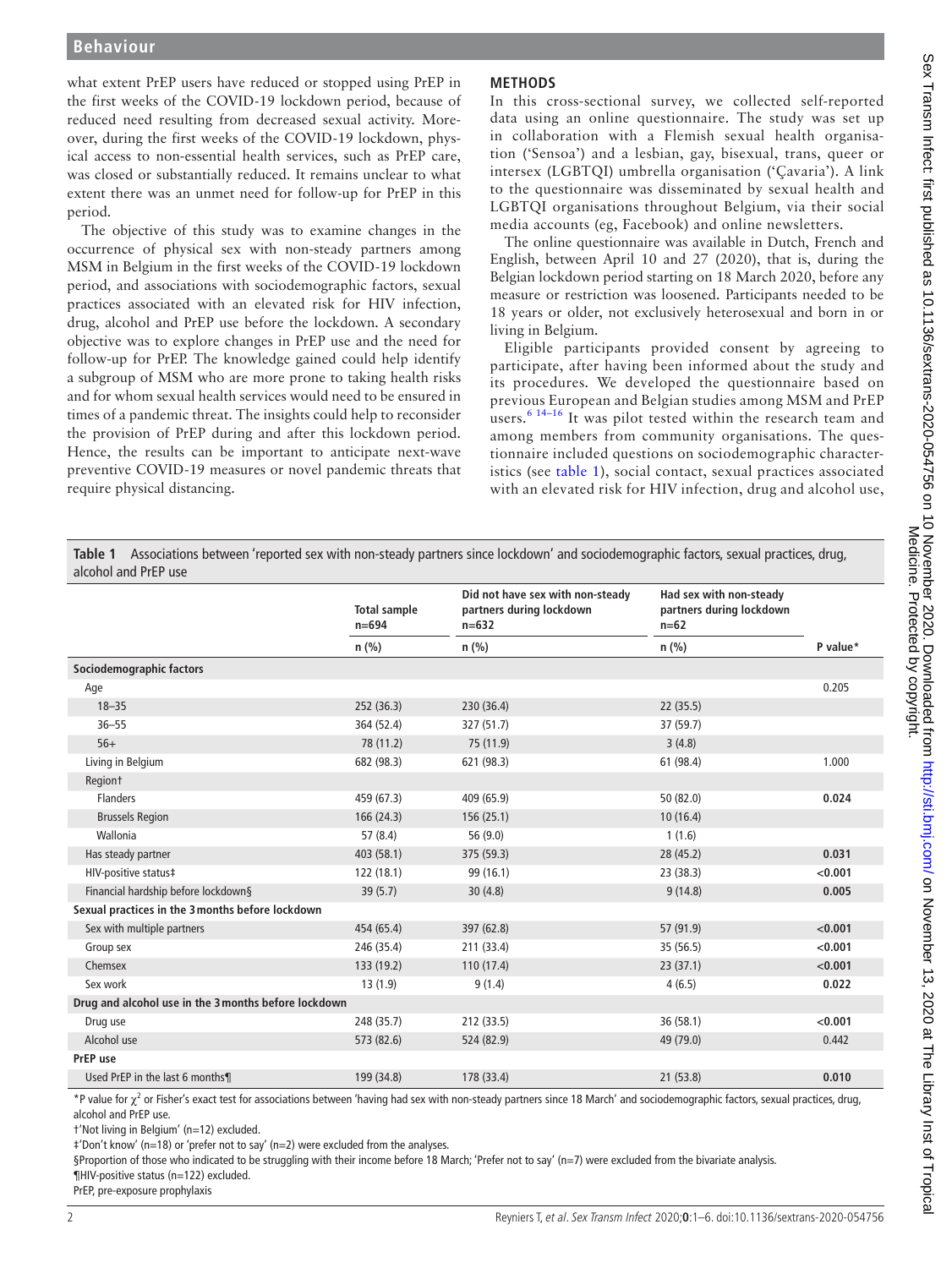what extent PrEP users have reduced or stopped using PrEP in the first weeks of the COVID-19 lockdown period, because of reduced need resulting from decreased sexual activity. Moreover, during the first weeks of the COVID-19 lockdown, physical access to non-essential health services, such as PrEP care, was closed or substantially reduced. It remains unclear to what extent there was an unmet need for follow-up for PrEP in this period.

The objective of this study was to examine changes in the occurrence of physical sex with non-steady partners among MSM in Belgium in the first weeks of the COVID-19 lockdown period, and associations with sociodemographic factors, sexual practices associated with an elevated risk for HIV infection, drug, alcohol and PrEP use before the lockdown. A secondary objective was to explore changes in PrEP use and the need for follow-up for PrEP. The knowledge gained could help identify a subgroup of MSM who are more prone to taking health risks and for whom sexual health services would need to be ensured in times of a pandemic threat. The insights could help to reconsider the provision of PrEP during and after this lockdown period. Hence, the results can be important to anticipate next-wave preventive COVID-19 measures or novel pandemic threats that require physical distancing.

## METHODS

In this cross-sectional survey, we collected self-reported data using an online questionnaire. The study was set up in collaboration with a Flemish sexual health organisation ('Sensoa') and a lesbian, gay, bisexual, trans, queer or intersex (LGBTQI) umbrella organisation ('Çavaria'). A link to the questionnaire was disseminated by sexual health and LGBTQI organisations throughout Belgium, via their social media accounts (eg, Facebook) and online newsletters.

The online questionnaire was available in Dutch, French and English, between April 10 and 27 (2020), that is, during the Belgian lockdown period starting on 18 March 2020, before any measure or restriction was loosened. Participants needed to be 18 years or older, not exclusively heterosexual and born in or living in Belgium.

Eligible participants provided consent by agreeing to participate, after having been informed about the study and its procedures. We developed the questionnaire based on previous European and Belgian studies among MSM and PrEP users.[6 14–16] It was pilot tested within the research team and among members from community organisations. The questionnaire included questions on sociodemographic characteristics (see table 1), social contact, sexual practices associated with an elevated risk for HIV infection, drug and alcohol use,

**Table 1** Associations between 'reported sex with non-steady partners since lockdown' and sociodemographic factors, sexual practices, drug, alcohol and PrEP use

| | Total sample n=694 | Did not have sex with non-steady partners during lockdown n=632 | Had sex with non-steady partners during lockdown n=62 | |
|---|---|---|---|---|
| | n (%) | n (%) | n (%) | P value* |
| **Sociodemographic factors** | | | | |
| Age | | | | 0.205 |
| 18–35 | 252 (36.3) | 230 (36.4) | 22 (35.5) | |
| 36–55 | 364 (52.4) | 327 (51.7) | 37 (59.7) | |
| 56+ | 78 (11.2) | 75 (11.9) | 3 (4.8) | |
| Living in Belgium | 682 (98.3) | 621 (98.3) | 61 (98.4) | 1.000 |
| Region† | | | | |
| Flanders | 459 (67.3) | 409 (65.9) | 50 (82.0) | **0.024** |
| Brussels Region | 166 (24.3) | 156 (25.1) | 10 (16.4) | |
| Wallonia | 57 (8.4) | 56 (9.0) | 1 (1.6) | |
| Has steady partner | 403 (58.1) | 375 (59.3) | 28 (45.2) | **0.031** |
| HIV-positive status‡ | 122 (18.1) | 99 (16.1) | 23 (38.3) | **<0.001** |
| Financial hardship before lockdown§ | 39 (5.7) | 30 (4.8) | 9 (14.8) | **0.005** |
| **Sexual practices in the 3 months before lockdown** | | | | |
| Sex with multiple partners | 454 (65.4) | 397 (62.8) | 57 (91.9) | **<0.001** |
| Group sex | 246 (35.4) | 211 (33.4) | 35 (56.5) | **<0.001** |
| Chemsex | 133 (19.2) | 110 (17.4) | 23 (37.1) | **<0.001** |
| Sex work | 13 (1.9) | 9 (1.4) | 4 (6.5) | **0.022** |
| **Drug and alcohol use in the 3 months before lockdown** | | | | |
| Drug use | 248 (35.7) | 212 (33.5) | 36 (58.1) | **<0.001** |
| Alcohol use | 573 (82.6) | 524 (82.9) | 49 (79.0) | 0.442 |
| **PrEP use** | | | | |
| Used PrEP in the last 6 months¶ | 199 (34.8) | 178 (33.4) | 21 (53.8) | **0.010** |

*P value for $\chi^2$ or Fisher's exact test for associations between 'having had sex with non-steady partners since 18 March' and sociodemographic factors, sexual practices, drug, alcohol and PrEP use.

†'Not living in Belgium' (n=12) excluded.

‡'Don't know' (n=18) or 'prefer not to say' (n=2) were excluded from the analyses.

§Proportion of those who indicated to be struggling with their income before 18 March; 'Prefer not to say' (n=7) were excluded from the bivariate analysis.

¶HIV-positive status (n=122) excluded.

PrEP, pre-exposure prophylaxis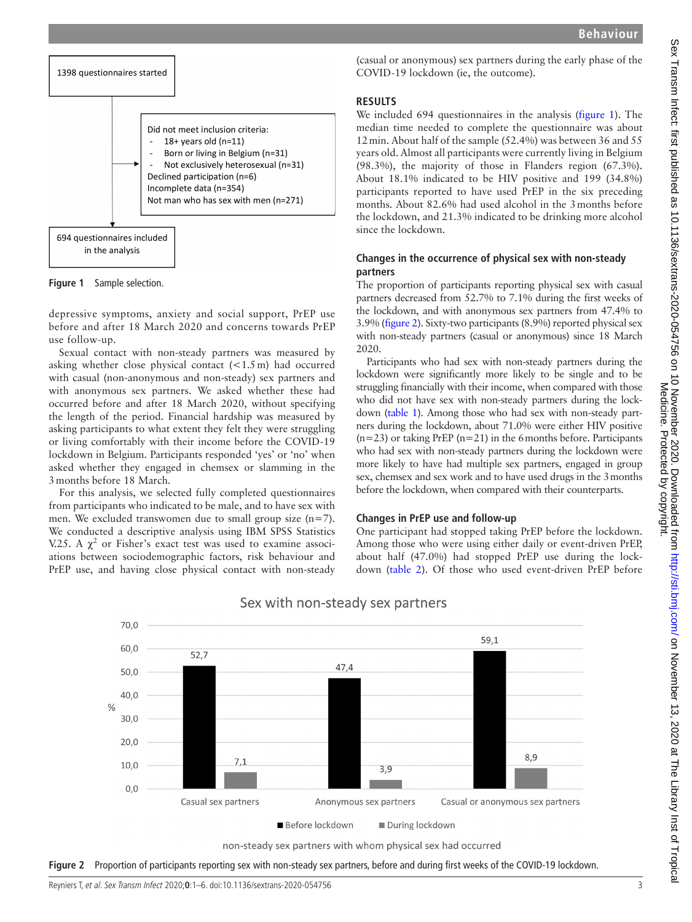1398 questionnaires started

Did not meet inclusion criteria:
- 18+ years old (n=11)
- Born or living in Belgium (n=31)
- Not exclusively heterosexual (n=31)

Declined participation (n=6)
Incomplete data (n=354)
Not man who has sex with men (n=271)

694 questionnaires included in the analysis

**Figure 1** Sample selection.

depressive symptoms, anxiety and social support, PrEP use before and after 18 March 2020 and concerns towards PrEP use follow-up.

Sexual contact with non-steady partners was measured by asking whether close physical contact (<1.5 m) had occurred with casual (non-anonymous and non-steady) sex partners and with anonymous sex partners. We asked whether these had occurred before and after 18 March 2020, without specifying the length of the period. Financial hardship was measured by asking participants to what extent they felt they were struggling or living comfortably with their income before the COVID-19 lockdown in Belgium. Participants responded 'yes' or 'no' when asked whether they engaged in chemsex or slamming in the 3 months before 18 March.

For this analysis, we selected fully completed questionnaires from participants who indicated to be male, and to have sex with men. We excluded transwomen due to small group size (n=7). We conducted a descriptive analysis using IBM SPSS Statistics V.25. A $\chi^2$ or Fisher's exact test was used to examine associations between sociodemographic factors, risk behaviour and PrEP use, and having close physical contact with non-steady (casual or anonymous) sex partners during the early phase of the COVID-19 lockdown (ie, the outcome).

## RESULTS

We included 694 questionnaires in the analysis (figure 1). The median time needed to complete the questionnaire was about 12 min. About half of the sample (52.4%) was between 36 and 55 years old. Almost all participants were currently living in Belgium (98.3%), the majority of those in Flanders region (67.3%). About 18.1% indicated to be HIV positive and 199 (34.8%) participants reported to have used PrEP in the six preceding months. About 82.6% had used alcohol in the 3 months before the lockdown, and 21.3% indicated to be drinking more alcohol since the lockdown.

### Changes in the occurrence of physical sex with non-steady partners

The proportion of participants reporting physical sex with casual partners decreased from 52.7% to 7.1% during the first weeks of the lockdown, and with anonymous sex partners from 47.4% to 3.9% (figure 2). Sixty-two participants (8.9%) reported physical sex with non-steady partners (casual or anonymous) since 18 March 2020.

Participants who had sex with non-steady partners during the lockdown were significantly more likely to be single and to be struggling financially with their income, when compared with those who did not have sex with non-steady partners during the lockdown (table 1). Among those who had sex with non-steady partners during the lockdown, about 71.0% were either HIV positive (n=23) or taking PrEP (n=21) in the 6 months before. Participants who had sex with non-steady partners during the lockdown were more likely to have had multiple sex partners, engaged in group sex, chemsex and sex work and to have used drugs in the 3 months before the lockdown, when compared with their counterparts.

### Changes in PrEP use and follow-up

One participant had stopped taking PrEP before the lockdown. Among those who were using either daily or event-driven PrEP, about half (47.0%) had stopped PrEP use during the lockdown (table 2). Of those who used event-driven PrEP before

Sex with non-steady sex partners

| non-steady sex partners with whom physical sex had occurred | Before lockdown (%) | During lockdown (%) |
|---|---|---|
| Casual sex partners | 52,7 | 7,1 |
| Anonymous sex partners | 47,4 | 3,9 |
| Casual or anonymous sex partners | 59,1 | 8,9 |

**Figure 2** Proportion of participants reporting sex with non-steady sex partners, before and during first weeks of the COVID-19 lockdown.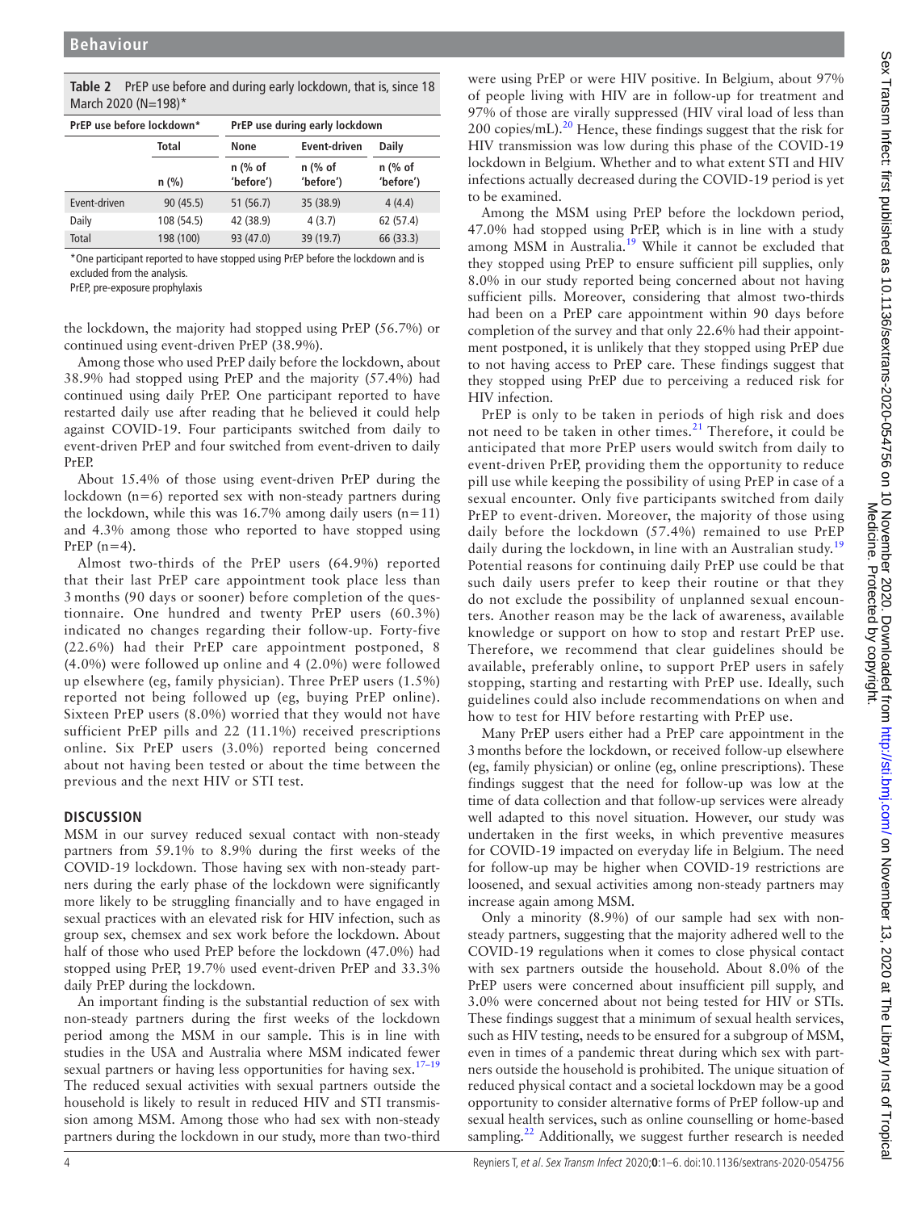**Table 2** PrEP use before and during early lockdown, that is, since 18 March 2020 (N=198)*

| PrEP use before lockdown* | | PrEP use during early lockdown | | |
|---|---|---|---|---|
| | Total | None | Event-driven | Daily |
| | n (%) | n (% of 'before') | n (% of 'before') | n (% of 'before') |
| Event-driven | 90 (45.5) | 51 (56.7) | 35 (38.9) | 4 (4.4) |
| Daily | 108 (54.5) | 42 (38.9) | 4 (3.7) | 62 (57.4) |
| Total | 198 (100) | 93 (47.0) | 39 (19.7) | 66 (33.3) |

*One participant reported to have stopped using PrEP before the lockdown and is excluded from the analysis.
PrEP, pre-exposure prophylaxis

the lockdown, the majority had stopped using PrEP (56.7%) or continued using event-driven PrEP (38.9%).

Among those who used PrEP daily before the lockdown, about 38.9% had stopped using PrEP and the majority (57.4%) had continued using daily PrEP. One participant reported to have restarted daily use after reading that he believed it could help against COVID-19. Four participants switched from daily to event-driven PrEP and four switched from event-driven to daily PrEP.

About 15.4% of those using event-driven PrEP during the lockdown (n=6) reported sex with non-steady partners during the lockdown, while this was 16.7% among daily users (n=11) and 4.3% among those who reported to have stopped using PrEP (n=4).

Almost two-thirds of the PrEP users (64.9%) reported that their last PrEP care appointment took place less than 3 months (90 days or sooner) before completion of the questionnaire. One hundred and twenty PrEP users (60.3%) indicated no changes regarding their follow-up. Forty-five (22.6%) had their PrEP care appointment postponed, 8 (4.0%) were followed up online and 4 (2.0%) were followed up elsewhere (eg, family physician). Three PrEP users (1.5%) reported not being followed up (eg, buying PrEP online). Sixteen PrEP users (8.0%) worried that they would not have sufficient PrEP pills and 22 (11.1%) received prescriptions online. Six PrEP users (3.0%) reported being concerned about not having been tested or about the time between the previous and the next HIV or STI test.

## DISCUSSION

MSM in our survey reduced sexual contact with non-steady partners from 59.1% to 8.9% during the first weeks of the COVID-19 lockdown. Those having sex with non-steady partners during the early phase of the lockdown were significantly more likely to be struggling financially and to have engaged in sexual practices with an elevated risk for HIV infection, such as group sex, chemsex and sex work before the lockdown. About half of those who used PrEP before the lockdown (47.0%) had stopped using PrEP, 19.7% used event-driven PrEP and 33.3% daily PrEP during the lockdown.

An important finding is the substantial reduction of sex with non-steady partners during the first weeks of the lockdown period among the MSM in our sample. This is in line with studies in the USA and Australia where MSM indicated fewer sexual partners or having less opportunities for having sex.[17–19] The reduced sexual activities with sexual partners outside the household is likely to result in reduced HIV and STI transmission among MSM. Among those who had sex with non-steady partners during the lockdown in our study, more than two-third were using PrEP or were HIV positive. In Belgium, about 97% of people living with HIV are in follow-up for treatment and 97% of those are virally suppressed (HIV viral load of less than 200 copies/mL).[20] Hence, these findings suggest that the risk for HIV transmission was low during this phase of the COVID-19 lockdown in Belgium. Whether and to what extent STI and HIV infections actually decreased during the COVID-19 period is yet to be examined.

Among the MSM using PrEP before the lockdown period, 47.0% had stopped using PrEP, which is in line with a study among MSM in Australia.[19] While it cannot be excluded that they stopped using PrEP to ensure sufficient pill supplies, only 8.0% in our study reported being concerned about not having sufficient pills. Moreover, considering that almost two-thirds had been on a PrEP care appointment within 90 days before completion of the survey and that only 22.6% had their appointment postponed, it is unlikely that they stopped using PrEP due to not having access to PrEP care. These findings suggest that they stopped using PrEP due to perceiving a reduced risk for HIV infection.

PrEP is only to be taken in periods of high risk and does not need to be taken in other times.[21] Therefore, it could be anticipated that more PrEP users would switch from daily to event-driven PrEP, providing them the opportunity to reduce pill use while keeping the possibility of using PrEP in case of a sexual encounter. Only five participants switched from daily PrEP to event-driven. Moreover, the majority of those using daily before the lockdown (57.4%) remained to use PrEP daily during the lockdown, in line with an Australian study.[19] Potential reasons for continuing daily PrEP use could be that such daily users prefer to keep their routine or that they do not exclude the possibility of unplanned sexual encounters. Another reason may be the lack of awareness, available knowledge or support on how to stop and restart PrEP use. Therefore, we recommend that clear guidelines should be available, preferably online, to support PrEP users in safely stopping, starting and restarting with PrEP use. Ideally, such guidelines could also include recommendations on when and how to test for HIV before restarting with PrEP use.

Many PrEP users either had a PrEP care appointment in the 3 months before the lockdown, or received follow-up elsewhere (eg, family physician) or online (eg, online prescriptions). These findings suggest that the need for follow-up was low at the time of data collection and that follow-up services were already well adapted to this novel situation. However, our study was undertaken in the first weeks, in which preventive measures for COVID-19 impacted on everyday life in Belgium. The need for follow-up may be higher when COVID-19 restrictions are loosened, and sexual activities among non-steady partners may increase again among MSM.

Only a minority (8.9%) of our sample had sex with non-steady partners, suggesting that the majority adhered well to the COVID-19 regulations when it comes to close physical contact with sex partners outside the household. About 8.0% of the PrEP users were concerned about insufficient pill supply, and 3.0% were concerned about not being tested for HIV or STIs. These findings suggest that a minimum of sexual health services, such as HIV testing, needs to be ensured for a subgroup of MSM, even in times of a pandemic threat during which sex with partners outside the household is prohibited. The unique situation of reduced physical contact and a societal lockdown may be a good opportunity to consider alternative forms of PrEP follow-up and sexual health services, such as online counselling or home-based sampling.[22] Additionally, we suggest further research is needed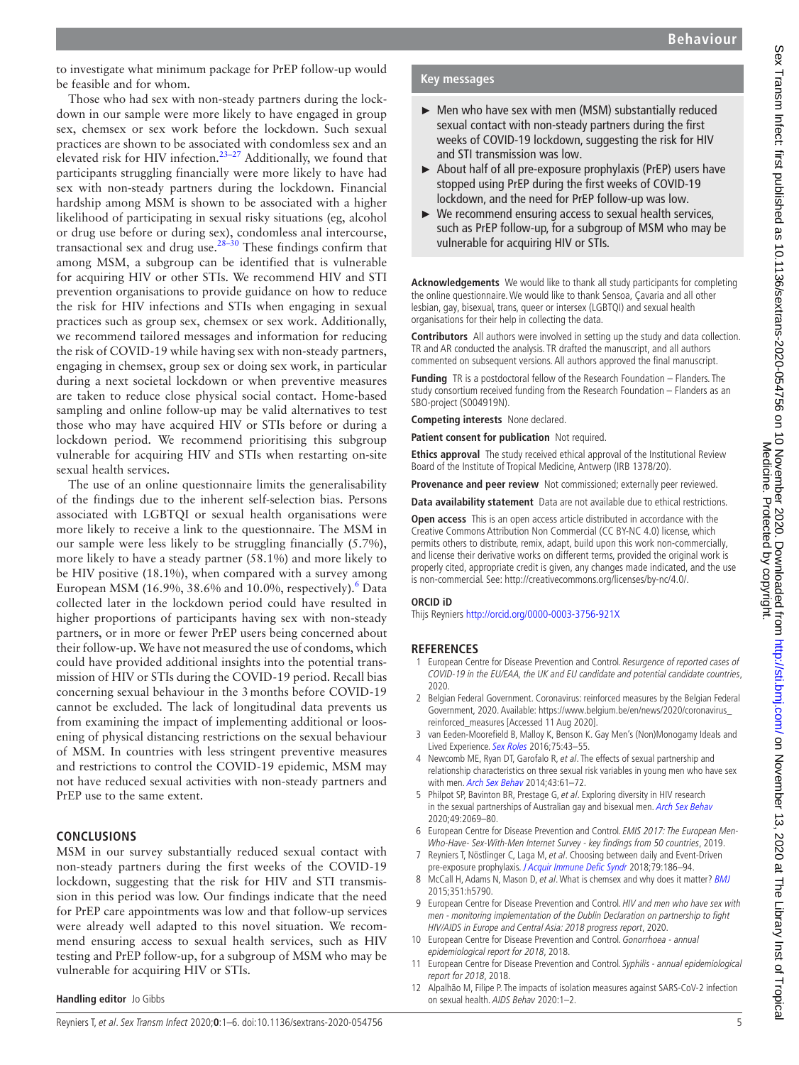to investigate what minimum package for PrEP follow-up would be feasible and for whom.

Those who had sex with non-steady partners during the lockdown in our sample were more likely to have engaged in group sex, chemsex or sex work before the lockdown. Such sexual practices are shown to be associated with condomless sex and an elevated risk for HIV infection.[23–27] Additionally, we found that participants struggling financially were more likely to have had sex with non-steady partners during the lockdown. Financial hardship among MSM is shown to be associated with a higher likelihood of participating in sexual risky situations (eg, alcohol or drug use before or during sex), condomless anal intercourse, transactional sex and drug use.[28–30] These findings confirm that among MSM, a subgroup can be identified that is vulnerable for acquiring HIV or other STIs. We recommend HIV and STI prevention organisations to provide guidance on how to reduce the risk for HIV infections and STIs when engaging in sexual practices such as group sex, chemsex or sex work. Additionally, we recommend tailored messages and information for reducing the risk of COVID-19 while having sex with non-steady partners, engaging in chemsex, group sex or doing sex work, in particular during a next societal lockdown or when preventive measures are taken to reduce close physical social contact. Home-based sampling and online follow-up may be valid alternatives to test those who may have acquired HIV or STIs before or during a lockdown period. We recommend prioritising this subgroup vulnerable for acquiring HIV and STIs when restarting on-site sexual health services.

The use of an online questionnaire limits the generalisability of the findings due to the inherent self-selection bias. Persons associated with LGBTQI or sexual health organisations were more likely to receive a link to the questionnaire. The MSM in our sample were less likely to be struggling financially (5.7%), more likely to have a steady partner (58.1%) and more likely to be HIV positive (18.1%), when compared with a survey among European MSM (16.9%, 38.6% and 10.0%, respectively).[6] Data collected later in the lockdown period could have resulted in higher proportions of participants having sex with non-steady partners, or in more or fewer PrEP users being concerned about their follow-up. We have not measured the use of condoms, which could have provided additional insights into the potential transmission of HIV or STIs during the COVID-19 period. Recall bias concerning sexual behaviour in the 3 months before COVID-19 cannot be excluded. The lack of longitudinal data prevents us from examining the impact of implementing additional or loosening of physical distancing restrictions on the sexual behaviour of MSM. In countries with less stringent preventive measures and restrictions to control the COVID-19 epidemic, MSM may not have reduced sexual activities with non-steady partners and PrEP use to the same extent.

## CONCLUSIONS

MSM in our survey substantially reduced sexual contact with non-steady partners during the first weeks of the COVID-19 lockdown, suggesting that the risk for HIV and STI transmission in this period was low. Our findings indicate that the need for PrEP care appointments was low and that follow-up services were already well adapted to this novel situation. We recommend ensuring access to sexual health services, such as HIV testing and PrEP follow-up, for a subgroup of MSM who may be vulnerable for acquiring HIV or STIs.

**Handling editor** Jo Gibbs

### Key messages

- Men who have sex with men (MSM) substantially reduced sexual contact with non-steady partners during the first weeks of COVID-19 lockdown, suggesting the risk for HIV and STI transmission was low.
- About half of all pre-exposure prophylaxis (PrEP) users have stopped using PrEP during the first weeks of COVID-19 lockdown, and the need for PrEP follow-up was low.
- We recommend ensuring access to sexual health services, such as PrEP follow-up, for a subgroup of MSM who may be vulnerable for acquiring HIV or STIs.

**Acknowledgements** We would like to thank all study participants for completing the online questionnaire. We would like to thank Sensoa, Çavaria and all other lesbian, gay, bisexual, trans, queer or intersex (LGBTQI) and sexual health organisations for their help in collecting the data.

**Contributors** All authors were involved in setting up the study and data collection. TR and AR conducted the analysis. TR drafted the manuscript, and all authors commented on subsequent versions. All authors approved the final manuscript.

**Funding** TR is a postdoctoral fellow of the Research Foundation – Flanders. The study consortium received funding from the Research Foundation – Flanders as an SBO-project (S004919N).

**Competing interests** None declared.

**Patient consent for publication** Not required.

**Ethics approval** The study received ethical approval of the Institutional Review Board of the Institute of Tropical Medicine, Antwerp (IRB 1378/20).

**Provenance and peer review** Not commissioned; externally peer reviewed.

**Data availability statement** Data are not available due to ethical restrictions.

**Open access** This is an open access article distributed in accordance with the Creative Commons Attribution Non Commercial (CC BY-NC 4.0) license, which permits others to distribute, remix, adapt, build upon this work non-commercially, and license their derivative works on different terms, provided the original work is properly cited, appropriate credit is given, any changes made indicated, and the use is non-commercial. See: http://creativecommons.org/licenses/by-nc/4.0/.

**ORCID iD**

Thijs Reyniers http://orcid.org/0000-0003-3756-921X

## REFERENCES

1. European Centre for Disease Prevention and Control. *Resurgence of reported cases of COVID-19 in the EU/EAA, the UK and EU candidate and potential candidate countries*, 2020.
2. Belgian Federal Government. Coronavirus: reinforced measures by the Belgian Federal Government, 2020. Available: https://www.belgium.be/en/news/2020/coronavirus_reinforced_measures [Accessed 11 Aug 2020].
3. van Eeden-Moorefield B, Malloy K, Benson K. Gay Men's (Non)Monogamy Ideals and Lived Experience. *Sex Roles* 2016;75:43–55.
4. Newcomb ME, Ryan DT, Garofalo R, *et al*. The effects of sexual partnership and relationship characteristics on three sexual risk variables in young men who have sex with men. *Arch Sex Behav* 2014;43:61–72.
5. Philpot SP, Bavinton BR, Prestage G, *et al*. Exploring diversity in HIV research in the sexual partnerships of Australian gay and bisexual men. *Arch Sex Behav* 2020;49:2069–80.
6. European Centre for Disease Prevention and Control. *EMIS 2017: The European Men-Who-Have- Sex-With-Men Internet Survey - key findings from 50 countries*, 2019.
7. Reyniers T, Nöstlinger C, Laga M, *et al*. Choosing between daily and Event-Driven pre-exposure prophylaxis. *J Acquir Immune Defic Syndr* 2018;79:186–94.
8. McCall H, Adams N, Mason D, *et al*. What is chemsex and why does it matter? *BMJ* 2015;351:h5790.
9. European Centre for Disease Prevention and Control. *HIV and men who have sex with men - monitoring implementation of the Dublin Declaration on partnership to fight HIV/AIDS in Europe and Central Asia: 2018 progress report*, 2020.
10. European Centre for Disease Prevention and Control. *Gonorrhoea - annual epidemiological report for 2018*, 2018.
11. European Centre for Disease Prevention and Control. *Syphilis - annual epidemiological report for 2018*, 2018.
12. Alpalhão M, Filipe P. The impacts of isolation measures against SARS-CoV-2 infection on sexual health. *AIDS Behav* 2020:1–2.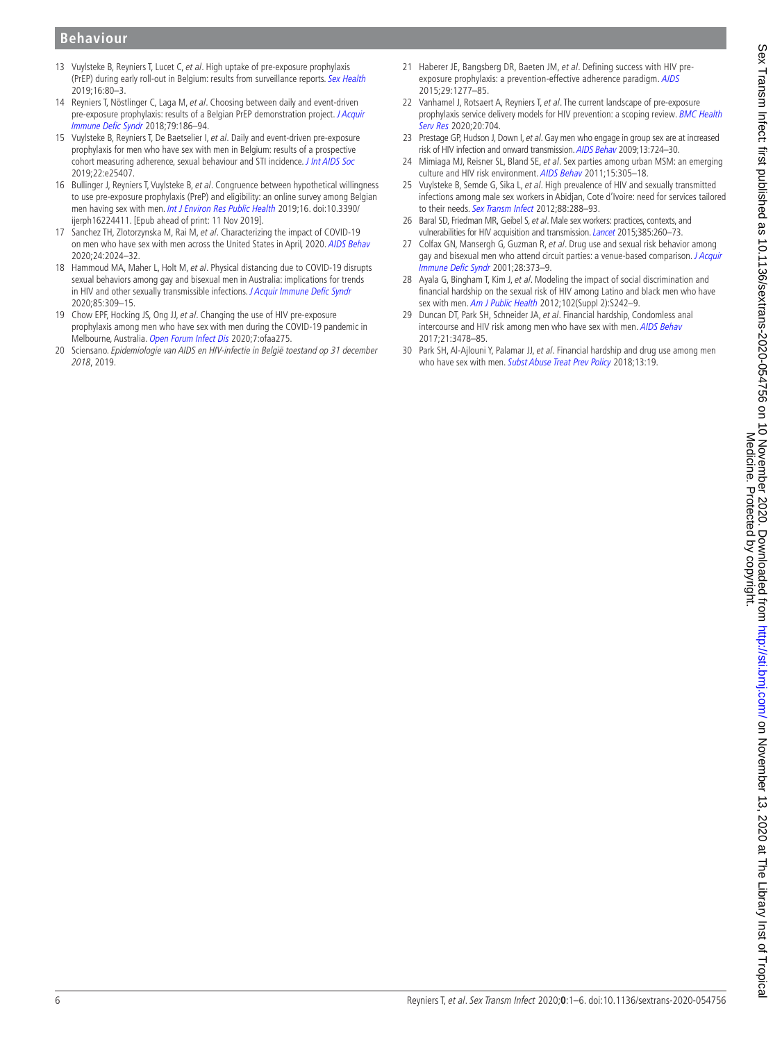13 Vuylsteke B, Reyniers T, Lucet C, *et al*. High uptake of pre-exposure prophylaxis (PrEP) during early roll-out in Belgium: results from surveillance reports. *Sex Health* 2019;16:80–3.

14 Reyniers T, Nöstlinger C, Laga M, *et al*. Choosing between daily and event-driven pre-exposure prophylaxis: results of a Belgian PrEP demonstration project. *J Acquir Immune Defic Syndr* 2018;79:186–94.

15 Vuylsteke B, Reyniers T, De Baetselier I, *et al*. Daily and event-driven pre-exposure prophylaxis for men who have sex with men in Belgium: results of a prospective cohort measuring adherence, sexual behaviour and STI incidence. *J Int AIDS Soc* 2019;22:e25407.

16 Bullinger J, Reyniers T, Vuylsteke B, *et al*. Congruence between hypothetical willingness to use pre-exposure prophylaxis (PreP) and eligibility: an online survey among Belgian men having sex with men. *Int J Environ Res Public Health* 2019;16. doi:10.3390/ijerph16224411. [Epub ahead of print: 11 Nov 2019].

17 Sanchez TH, Zlotorzynska M, Rai M, *et al*. Characterizing the impact of COVID-19 on men who have sex with men across the United States in April, 2020. *AIDS Behav* 2020;24:2024–32.

18 Hammoud MA, Maher L, Holt M, *et al*. Physical distancing due to COVID-19 disrupts sexual behaviors among gay and bisexual men in Australia: implications for trends in HIV and other sexually transmissible infections. *J Acquir Immune Defic Syndr* 2020;85:309–15.

19 Chow EPF, Hocking JS, Ong JJ, *et al*. Changing the use of HIV pre-exposure prophylaxis among men who have sex with men during the COVID-19 pandemic in Melbourne, Australia. *Open Forum Infect Dis* 2020;7:ofaa275.

20 Sciensano. *Epidemiologie van AIDS en HIV-infectie in België toestand op 31 december 2018*, 2019.

21 Haberer JE, Bangsberg DR, Baeten JM, *et al*. Defining success with HIV pre-exposure prophylaxis: a prevention-effective adherence paradigm. *AIDS* 2015;29:1277–85.

22 Vanhamel J, Rotsaert A, Reyniers T, *et al*. The current landscape of pre-exposure prophylaxis service delivery models for HIV prevention: a scoping review. *BMC Health Serv Res* 2020;20:704.

23 Prestage GP, Hudson J, Down I, *et al*. Gay men who engage in group sex are at increased risk of HIV infection and onward transmission. *AIDS Behav* 2009;13:724–30.

24 Mimiaga MJ, Reisner SL, Bland SE, *et al*. Sex parties among urban MSM: an emerging culture and HIV risk environment. *AIDS Behav* 2011;15:305–18.

25 Vuylsteke B, Semde G, Sika L, *et al*. High prevalence of HIV and sexually transmitted infections among male sex workers in Abidjan, Cote d'Ivoire: need for services tailored to their needs. *Sex Transm Infect* 2012;88:288–93.

26 Baral SD, Friedman MR, Geibel S, *et al*. Male sex workers: practices, contexts, and vulnerabilities for HIV acquisition and transmission. *Lancet* 2015;385:260–73.

27 Colfax GN, Mansergh G, Guzman R, *et al*. Drug use and sexual risk behavior among gay and bisexual men who attend circuit parties: a venue-based comparison. *J Acquir Immune Defic Syndr* 2001;28:373–9.

28 Ayala G, Bingham T, Kim J, *et al*. Modeling the impact of social discrimination and financial hardship on the sexual risk of HIV among Latino and black men who have sex with men. *Am J Public Health* 2012;102(Suppl 2):S242–9.

29 Duncan DT, Park SH, Schneider JA, *et al*. Financial hardship, Condomless anal intercourse and HIV risk among men who have sex with men. *AIDS Behav* 2017;21:3478–85.

30 Park SH, Al-Ajlouni Y, Palamar JJ, *et al*. Financial hardship and drug use among men who have sex with men. *Subst Abuse Treat Prev Policy* 2018;13:19.